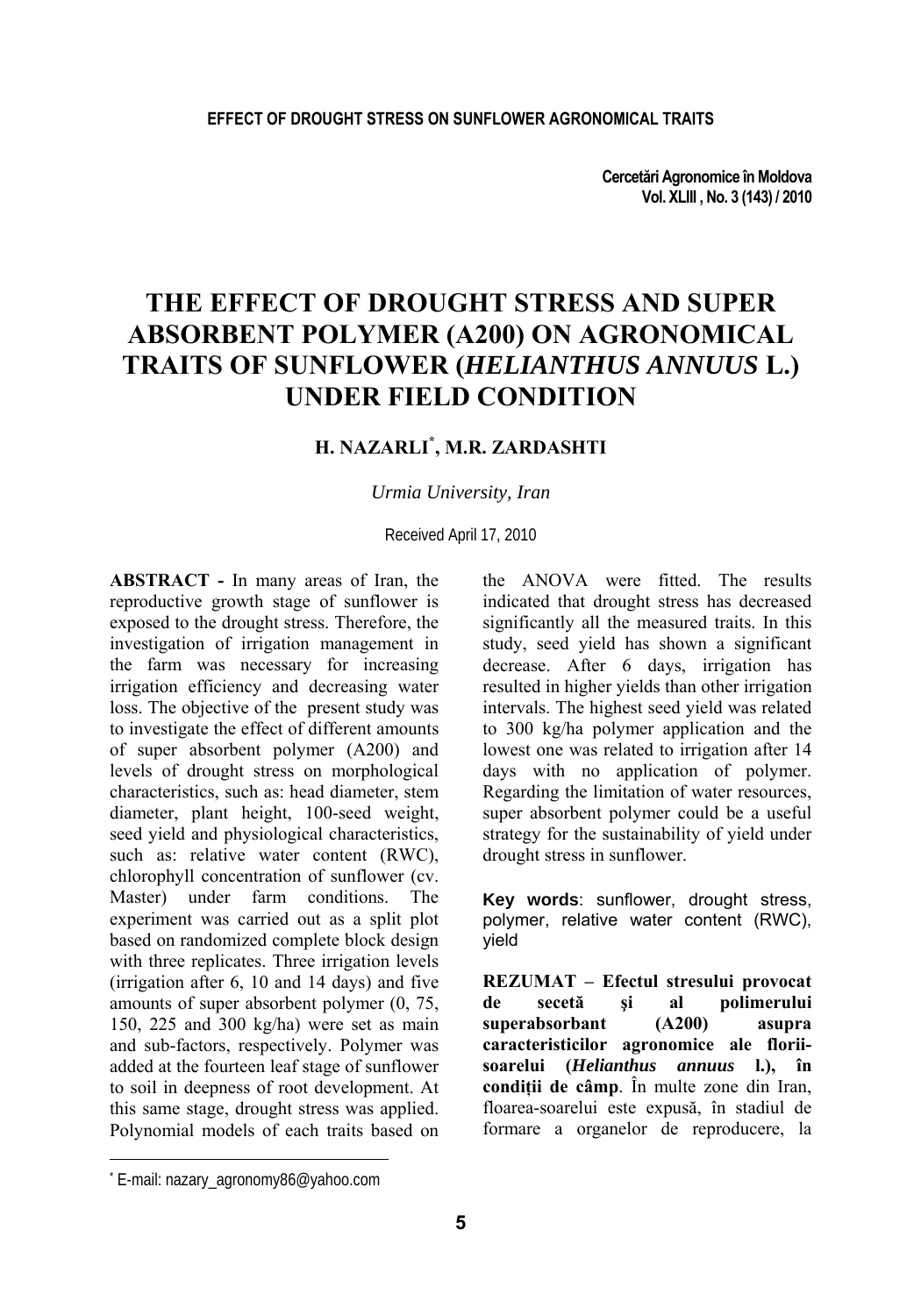# THE EFFECT OF DROUGHT STRESS AND SUPER ABSORBENT POLYMER (A200) ON AGRONOMICAL TRAITS OF SUNFLOWER (*HELIANTHUS ANNUUS* L.) UNDER FIELD CONDITION

**H. NAZARLI*, M.R. ZARDASHTI**

*Urmia University, Iran*

Received April 17, 2010

**ABSTRACT -** In many areas of Iran, the reproductive growth stage of sunflower is exposed to the drought stress. Therefore, the investigation of irrigation management in the farm was necessary for increasing irrigation efficiency and decreasing water loss. The objective of the present study was to investigate the effect of different amounts of super absorbent polymer (A200) and levels of drought stress on morphological characteristics, such as: head diameter, stem diameter, plant height, 100-seed weight, seed yield and physiological characteristics, such as: relative water content (RWC), chlorophyll concentration of sunflower (cv. Master) under farm conditions. The experiment was carried out as a split plot based on randomized complete block design with three replicates. Three irrigation levels (irrigation after 6, 10 and 14 days) and five amounts of super absorbent polymer (0, 75, 150, 225 and 300 kg/ha) were set as main and sub-factors, respectively. Polymer was added at the fourteen leaf stage of sunflower to soil in deepness of root development. At this same stage, drought stress was applied. Polynomial models of each traits based on the ANOVA were fitted. The results indicated that drought stress has decreased significantly all the measured traits. In this study, seed yield has shown a significant decrease. After 6 days, irrigation has resulted in higher yields than other irrigation intervals. The highest seed yield was related to 300 kg/ha polymer application and the lowest one was related to irrigation after 14 days with no application of polymer. Regarding the limitation of water resources, super absorbent polymer could be a useful strategy for the sustainability of yield under drought stress in sunflower.

**Key words**: sunflower, drought stress, polymer, relative water content (RWC), yield

**REZUMAT – Efectul stresului provocat de secetă şi al polimerului superabsorbant (A200) asupra caracteristicilor agronomice ale florii-soarelui (*Helianthus annuus* l.), în condiții de câmp**. În multe zone din Iran, floarea-soarelui este expusă, în stadiul de formare a organelor de reproducere, la

---

* E-mail: nazary_agronomy86@yahoo.com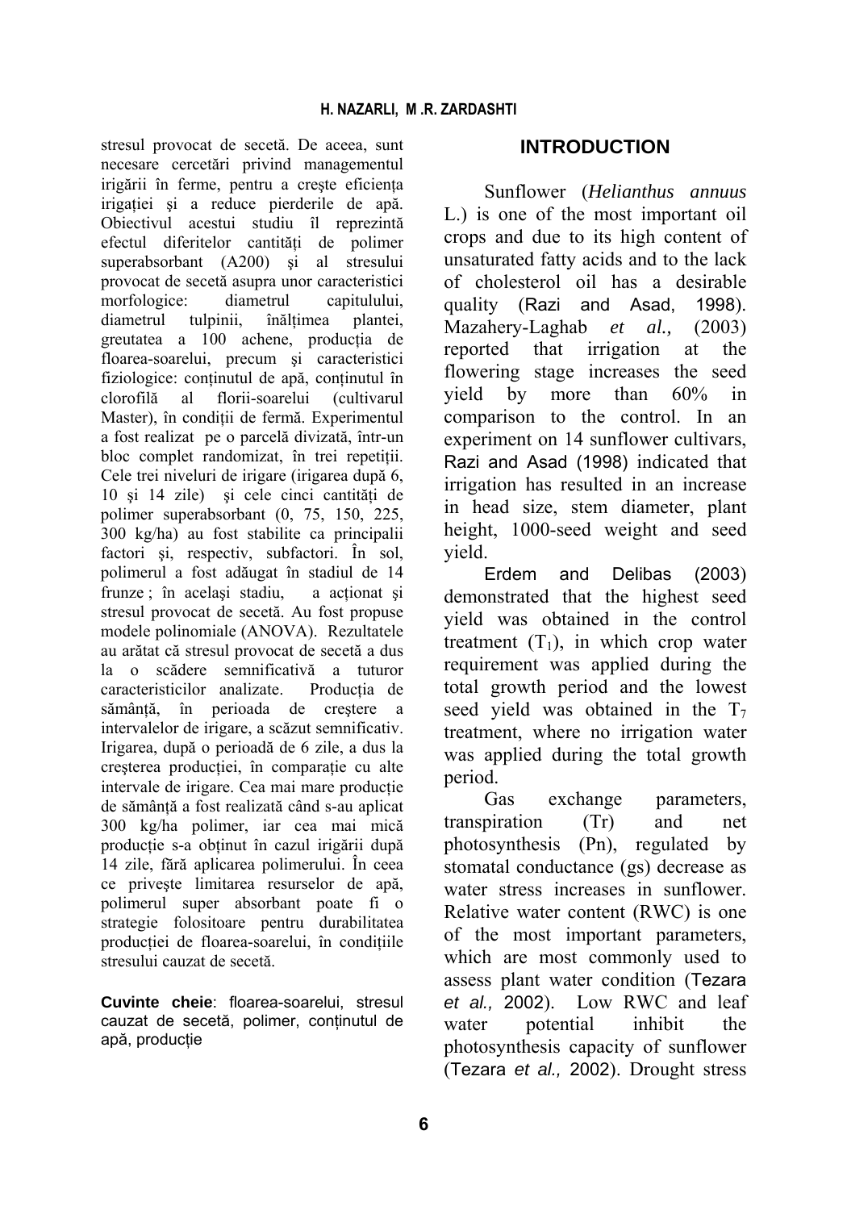stresul provocat de secetă. De aceea, sunt necesare cercetări privind managementul irigării în ferme, pentru a creşte eficienţa irigaţiei şi a reduce pierderile de apă. Obiectivul acestui studiu îl reprezintă efectul diferitelor cantităţi de polimer superabsorbant (A200) şi al stresului provocat de secetă asupra unor caracteristici morfologice: diametrul capitulului, diametrul tulpinii, înălţimea plantei, greutatea a 100 achene, producţia de floarea-soarelui, precum şi caracteristici fiziologice: conţinutul de apă, conţinutul în clorofilă al florii-soarelui (cultivarul Master), în condiţii de fermă. Experimentul a fost realizat pe o parcelă divizată, într-un bloc complet randomizat, în trei repetiţii. Cele trei niveluri de irigare (irigarea după 6, 10 şi 14 zile) şi cele cinci cantităţi de polimer superabsorbant (0, 75, 150, 225, 300 kg/ha) au fost stabilite ca principalii factori şi, respectiv, subfactori. În sol, polimerul a fost adăugat în stadiul de 14 frunze ; în acelaşi stadiu, a acţionat şi stresul provocat de secetă. Au fost propuse modele polinomiale (ANOVA). Rezultatele au arătat că stresul provocat de secetă a dus la o scădere semnificativă a tuturor caracteristicilor analizate. Producţia de sământă, în perioada de creştere a intervalelor de irigare, a scăzut semnificativ. Irigarea, după o perioadă de 6 zile, a dus la creşterea producţiei, în comparaţie cu alte intervale de irigare. Cea mai mare producţie de sământă a fost realizată când s-au aplicat 300 kg/ha polimer, iar cea mai mică producţie s-a obţinut în cazul irigării după 14 zile, fără aplicarea polimerului. În ceea ce priveşte limitarea resurselor de apă, polimerul super absorbant poate fi o strategie folositoare pentru durabilitatea producţiei de floarea-soarelui, în condiţiile stresului cauzat de secetă.

**Cuvinte cheie**: floarea-soarelui, stresul cauzat de secetă, polimer, conţinutul de apă, producţie

## INTRODUCTION

Sunflower (*Helianthus annuus* L.) is one of the most important oil crops and due to its high content of unsaturated fatty acids and to the lack of cholesterol oil has a desirable quality (Razi and Asad, 1998). Mazahery-Laghab *et al.,* (2003) reported that irrigation at the flowering stage increases the seed yield by more than 60% in comparison to the control. In an experiment on 14 sunflower cultivars, Razi and Asad (1998) indicated that irrigation has resulted in an increase in head size, stem diameter, plant height, 1000-seed weight and seed yield.

Erdem and Delibas (2003) demonstrated that the highest seed yield was obtained in the control treatment ($T_1$), in which crop water requirement was applied during the total growth period and the lowest seed yield was obtained in the $T_7$ treatment, where no irrigation water was applied during the total growth period.

Gas exchange parameters, transpiration (Tr) and net photosynthesis (Pn), regulated by stomatal conductance (gs) decrease as water stress increases in sunflower. Relative water content (RWC) is one of the most important parameters, which are most commonly used to assess plant water condition (Tezara *et al.,* 2002). Low RWC and leaf water potential inhibit the photosynthesis capacity of sunflower (Tezara *et al.,* 2002). Drought stress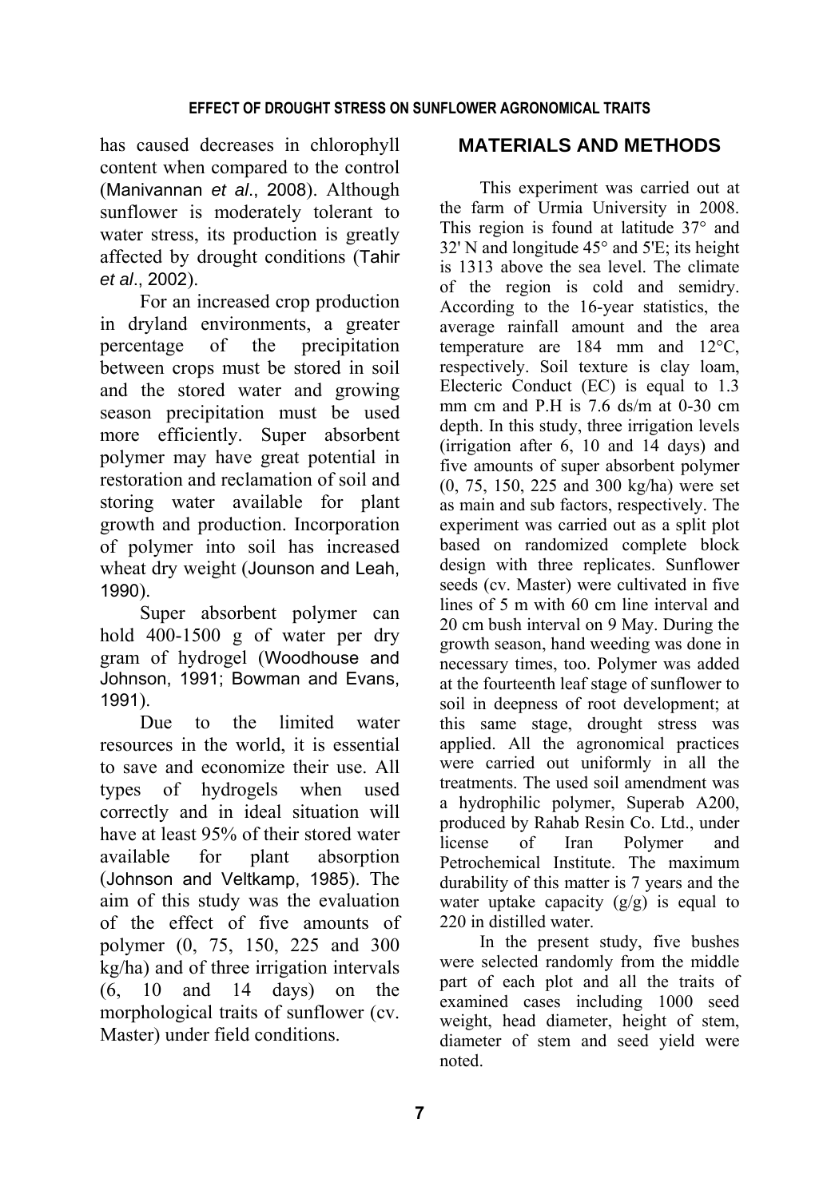has caused decreases in chlorophyll content when compared to the control (Manivannan *et al*., 2008). Although sunflower is moderately tolerant to water stress, its production is greatly affected by drought conditions (Tahir *et al*., 2002).

For an increased crop production in dryland environments, a greater percentage of the precipitation between crops must be stored in soil and the stored water and growing season precipitation must be used more efficiently. Super absorbent polymer may have great potential in restoration and reclamation of soil and storing water available for plant growth and production. Incorporation of polymer into soil has increased wheat dry weight (Jounson and Leah, 1990).

Super absorbent polymer can hold 400-1500 g of water per dry gram of hydrogel (Woodhouse and Johnson, 1991; Bowman and Evans, 1991).

Due to the limited water resources in the world, it is essential to save and economize their use. All types of hydrogels when used correctly and in ideal situation will have at least 95% of their stored water available for plant absorption (Johnson and Veltkamp, 1985). The aim of this study was the evaluation of the effect of five amounts of polymer (0, 75, 150, 225 and 300 kg/ha) and of three irrigation intervals (6, 10 and 14 days) on the morphological traits of sunflower (cv. Master) under field conditions.

## MATERIALS AND METHODS

This experiment was carried out at the farm of Urmia University in 2008. This region is found at latitude 37° and 32' N and longitude 45° and 5'E; its height is 1313 above the sea level. The climate of the region is cold and semidry. According to the 16-year statistics, the average rainfall amount and the area temperature are 184 mm and 12°C, respectively. Soil texture is clay loam, Electeric Conduct (EC) is equal to 1.3 mm cm and P.H is 7.6 ds/m at 0-30 cm depth. In this study, three irrigation levels (irrigation after 6, 10 and 14 days) and five amounts of super absorbent polymer (0, 75, 150, 225 and 300 kg/ha) were set as main and sub factors, respectively. The experiment was carried out as a split plot based on randomized complete block design with three replicates. Sunflower seeds (cv. Master) were cultivated in five lines of 5 m with 60 cm line interval and 20 cm bush interval on 9 May. During the growth season, hand weeding was done in necessary times, too. Polymer was added at the fourteenth leaf stage of sunflower to soil in deepness of root development; at this same stage, drought stress was applied. All the agronomical practices were carried out uniformly in all the treatments. The used soil amendment was a hydrophilic polymer, Superab A200, produced by Rahab Resin Co. Ltd., under license of Iran Polymer and Petrochemical Institute. The maximum durability of this matter is 7 years and the water uptake capacity (g/g) is equal to 220 in distilled water.

In the present study, five bushes were selected randomly from the middle part of each plot and all the traits of examined cases including 1000 seed weight, head diameter, height of stem, diameter of stem and seed yield were noted.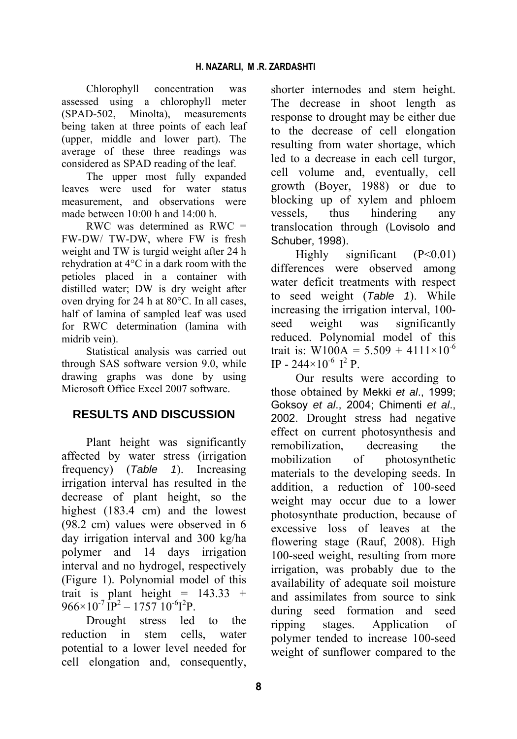Chlorophyll concentration was assessed using a chlorophyll meter (SPAD-502, Minolta), measurements being taken at three points of each leaf (upper, middle and lower part). The average of these three readings was considered as SPAD reading of the leaf.

The upper most fully expanded leaves were used for water status measurement, and observations were made between 10:00 h and 14:00 h.

RWC was determined as RWC = FW-DW/ TW-DW, where FW is fresh weight and TW is turgid weight after 24 h rehydration at 4°C in a dark room with the petioles placed in a container with distilled water; DW is dry weight after oven drying for 24 h at 80°C. In all cases, half of lamina of sampled leaf was used for RWC determination (lamina with midrib vein).

Statistical analysis was carried out through SAS software version 9.0, while drawing graphs was done by using Microsoft Office Excel 2007 software.

## RESULTS AND DISCUSSION

Plant height was significantly affected by water stress (irrigation frequency) (*Table 1*). Increasing irrigation interval has resulted in the decrease of plant height, so the highest (183.4 cm) and the lowest (98.2 cm) values were observed in 6 day irrigation interval and 300 kg/ha polymer and 14 days irrigation interval and no hydrogel, respectively (Figure 1). Polynomial model of this trait is plant height = $143.33 + 966\times10^{-7}\,IP^{2} – 1757\;10^{-6}I^{2}P$.

Drought stress led to the reduction in stem cells, water potential to a lower level needed for cell elongation and, consequently, shorter internodes and stem height. The decrease in shoot length as response to drought may be either due to the decrease of cell elongation resulting from water shortage, which led to a decrease in each cell turgor, cell volume and, eventually, cell growth (Boyer, 1988) or due to blocking up of xylem and phloem vessels, thus hindering any translocation through (Lovisolo and Schuber, 1998).

Highly significant ($P<0.01$) differences were observed among water deficit treatments with respect to seed weight (*Table 1*). While increasing the irrigation interval, 100-seed weight was significantly reduced. Polynomial model of this trait is: W100A = $5.509 + 4111\times10^{-6}\,IP - 244\times10^{-6}\;I^{2}\,P$.

Our results were according to those obtained by Mekki *et al*., 1999; Goksoy *et al*., 2004; Chimenti *et al*., 2002. Drought stress had negative effect on current photosynthesis and remobilization, decreasing the mobilization of photosynthetic materials to the developing seeds. In addition, a reduction of 100-seed weight may occur due to a lower photosynthate production, because of excessive loss of leaves at the flowering stage (Rauf, 2008). High 100-seed weight, resulting from more irrigation, was probably due to the availability of adequate soil moisture and assimilates from source to sink during seed formation and seed ripping stages. Application of polymer tended to increase 100-seed weight of sunflower compared to the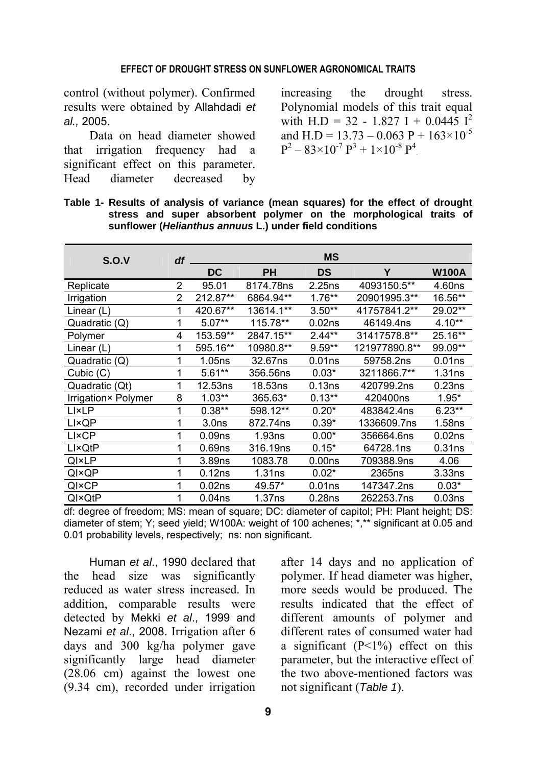control (without polymer). Confirmed results were obtained by Allahdadi *et al.,* 2005.

Data on head diameter showed that irrigation frequency had a significant effect on this parameter. Head diameter decreased by increasing the drought stress. Polynomial models of this trait equal with $H.D = 32 - 1.827\ I + 0.0445\ I^2$ and $H.D = 13.73 - 0.063\ P + 163\times10^{-5}\ P^2 - 83\times10^{-7}\ P^3 + 1\times10^{-8}\ P^4$.

**Table 1- Results of analysis of variance (mean squares) for the effect of drought stress and super absorbent polymer on the morphological traits of sunflower (*Helianthus annuus* L.) under field conditions**

| S.O.V | df | MS | | | | |
|---|---|---|---|---|---|---|
| | | DC | PH | DS | Y | W100A |
| Replicate | 2 | 95.01 | 8174.78ns | 2.25ns | 4093150.5** | 4.60ns |
| Irrigation | 2 | 212.87** | 6864.94** | 1.76** | 20901995.3** | 16.56** |
| Linear (L) | 1 | 420.67** | 13614.1** | 3.50** | 41757841.2** | 29.02** |
| Quadratic (Q) | 1 | 5.07** | 115.78** | 0.02ns | 46149.4ns | 4.10** |
| Polymer | 4 | 153.59** | 2847.15** | 2.44** | 31417578.8** | 25.16** |
| Linear (L) | 1 | 595.16** | 10980.8** | 9.59** | 121977890.8** | 99.09** |
| Quadratic (Q) | 1 | 1.05ns | 32.67ns | 0.01ns | 59758.2ns | 0.01ns |
| Cubic (C) | 1 | 5.61** | 356.56ns | 0.03* | 3211866.7** | 1.31ns |
| Quadratic (Qt) | 1 | 12.53ns | 18.53ns | 0.13ns | 420799.2ns | 0.23ns |
| Irrigation× Polymer | 8 | 1.03** | 365.63* | 0.13** | 420400ns | 1.95* |
| LI×LP | 1 | 0.38** | 598.12** | 0.20* | 483842.4ns | 6.23** |
| LI×QP | 1 | 3.0ns | 872.74ns | 0.39* | 1336609.7ns | 1.58ns |
| LI×CP | 1 | 0.09ns | 1.93ns | 0.00* | 356664.6ns | 0.02ns |
| LI×QtP | 1 | 0.69ns | 316.19ns | 0.15* | 64728.1ns | 0.31ns |
| QI×LP | 1 | 3.89ns | 1083.78 | 0.00ns | 709388.9ns | 4.06 |
| QI×QP | 1 | 0.12ns | 1.31ns | 0.02* | 2365ns | 3.33ns |
| QI×CP | 1 | 0.02ns | 49.57* | 0.01ns | 147347.2ns | 0.03* |
| QI×QtP | 1 | 0.04ns | 1.37ns | 0.28ns | 262253.7ns | 0.03ns |

df: degree of freedom; MS: mean of square; DC: diameter of capitol; PH: Plant height; DS: diameter of stem; Y; seed yield; W100A: weight of 100 achenes; *,** significant at 0.05 and 0.01 probability levels, respectively; ns: non significant.

Human *et al*., 1990 declared that the head size was significantly reduced as water stress increased. In addition, comparable results were detected by Mekki *et al*., 1999 and Nezami *et al*., 2008. Irrigation after 6 days and 300 kg/ha polymer gave significantly large head diameter (28.06 cm) against the lowest one (9.34 cm), recorded under irrigation after 14 days and no application of polymer. If head diameter was higher, more seeds would be produced. The results indicated that the effect of different amounts of polymer and different rates of consumed water had a significant ($P<1\%$) effect on this parameter, but the interactive effect of the two above-mentioned factors was not significant (*Table 1*).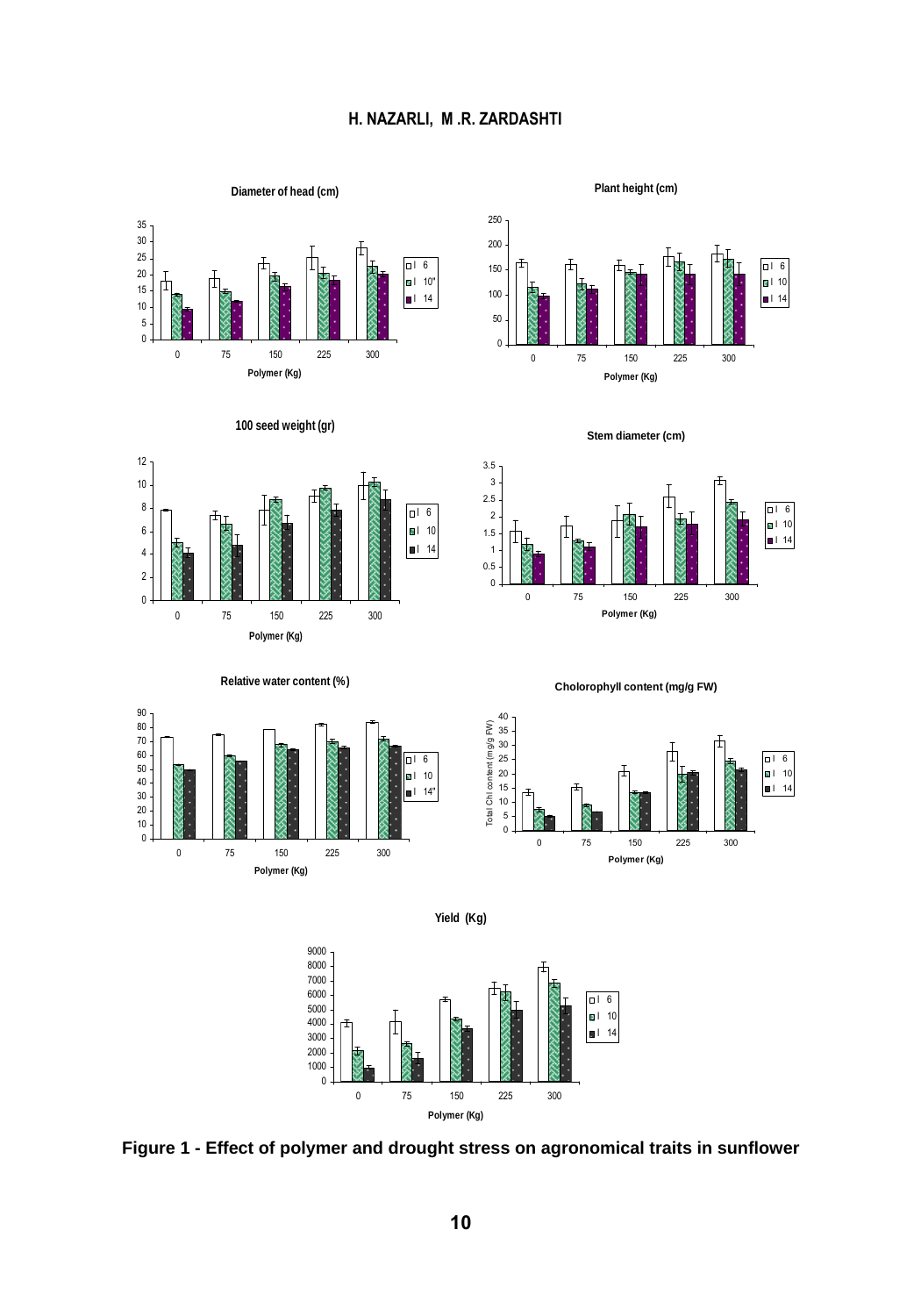Diameter of head (cm)

35
30
25
20
15
10
5
0

0 75 150 225 300

Polymer (Kg)

I 6
I 10"
I 14

Plant height (cm)

250
200
150
100
50
0

0 75 150 225 300

Polymer (Kg)

I 6
I 10
I 14

100 seed weight (gr)

12
10
8
6
4
2
0

0 75 150 225 300

Polymer (Kg)

I 6
I 10
I 14

Stem diameter (cm)

3.5
3
2.5
2
1.5
1
0.5
0

0 75 150 225 300

Polymer (Kg)

I 6
I 10
I 14

Relative water content (%)

90
80
70
60
50
40
30
20
10
0

0 75 150 225 300

Polymer (Kg)

I 6
I 10
I 14"

Cholorophyll content (mg/g FW)

Total Chl content (mg/g FW)

40
35
30
25
20
15
10
5
0

0 75 150 225 300

Polymer (Kg)

I 6
I 10
I 14

Yield (Kg)

9000
8000
7000
6000
5000
4000
3000
2000
1000
0

0 75 150 225 300

Polymer (Kg)

I 6
I 10
I 14

**Figure 1 - Effect of polymer and drought stress on agronomical traits in sunflower**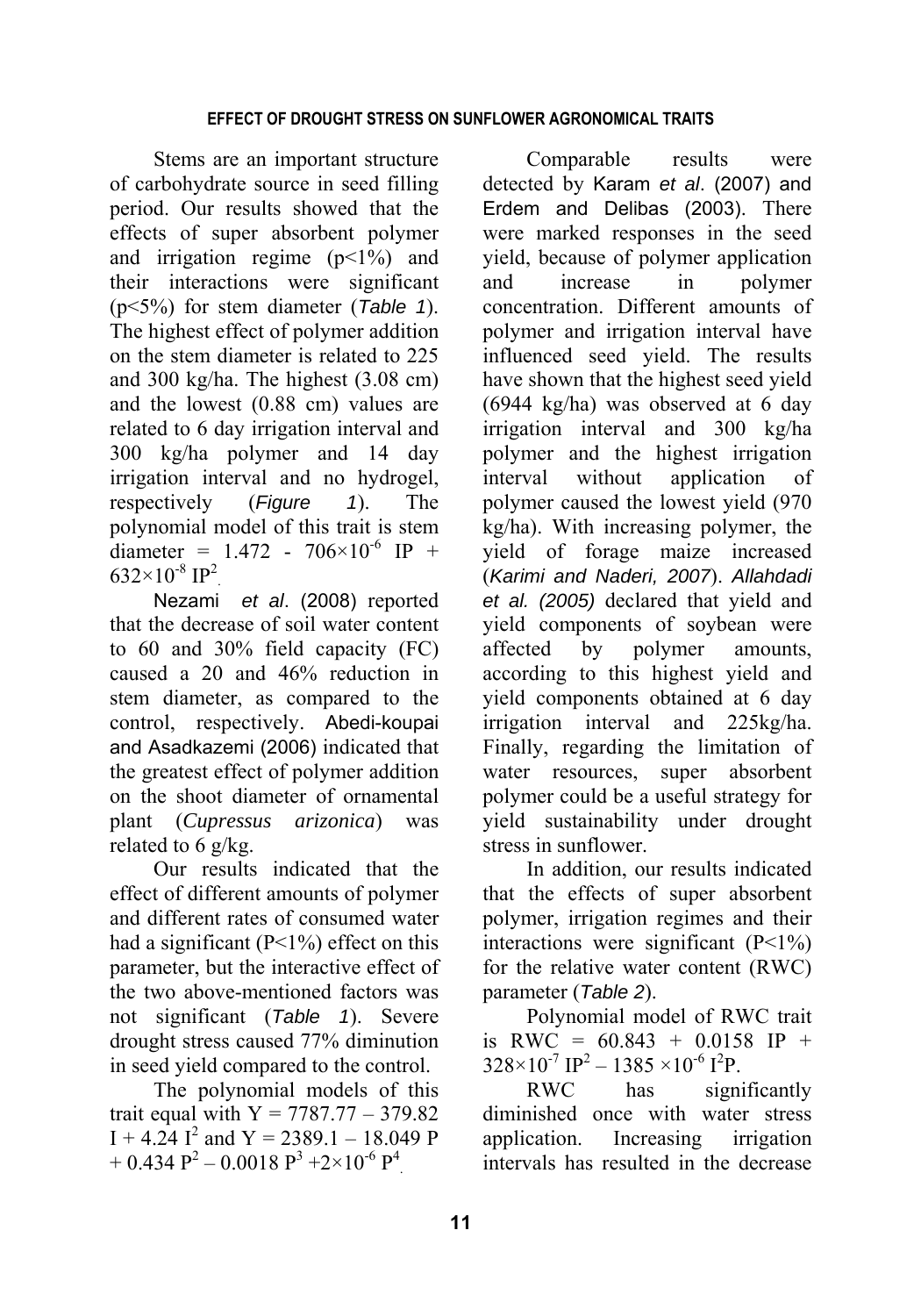Stems are an important structure of carbohydrate source in seed filling period. Our results showed that the effects of super absorbent polymer and irrigation regime ($p<1\%$) and their interactions were significant ($p<5\%$) for stem diameter (*Table 1*). The highest effect of polymer addition on the stem diameter is related to 225 and 300 kg/ha. The highest (3.08 cm) and the lowest (0.88 cm) values are related to 6 day irrigation interval and 300 kg/ha polymer and 14 day irrigation interval and no hydrogel, respectively (*Figure 1*). The polynomial model of this trait is stem diameter = $1.472 - 706\times10^{-6}$ IP + $632\times10^{-8}$ IP$^2$.

Nezami *et al*. (2008) reported that the decrease of soil water content to 60 and 30% field capacity (FC) caused a 20 and 46% reduction in stem diameter, as compared to the control, respectively. Abedi-koupai and Asadkazemi (2006) indicated that the greatest effect of polymer addition on the shoot diameter of ornamental plant (*Cupressus arizonica*) was related to 6 g/kg.

Our results indicated that the effect of different amounts of polymer and different rates of consumed water had a significant ($P<1\%$) effect on this parameter, but the interactive effect of the two above-mentioned factors was not significant (*Table 1*). Severe drought stress caused 77% diminution in seed yield compared to the control.

The polynomial models of this trait equal with $Y = 7787.77 - 379.82\,I + 4.24\,I^2$ and $Y = 2389.1 - 18.049\,P + 0.434\,P^2 - 0.0018\,P^3 + 2\times10^{-6}\,P^4$.

Comparable results were detected by Karam *et al*. (2007) and Erdem and Delibas (2003). There were marked responses in the seed yield, because of polymer application and increase in polymer concentration. Different amounts of polymer and irrigation interval have influenced seed yield. The results have shown that the highest seed yield (6944 kg/ha) was observed at 6 day irrigation interval and 300 kg/ha polymer and the highest irrigation interval without application of polymer caused the lowest yield (970 kg/ha). With increasing polymer, the yield of forage maize increased (*Karimi and Naderi, 2007*). *Allahdadi et al. (2005)* declared that yield and yield components of soybean were affected by polymer amounts, according to this highest yield and yield components obtained at 6 day irrigation interval and 225kg/ha. Finally, regarding the limitation of water resources, super absorbent polymer could be a useful strategy for yield sustainability under drought stress in sunflower.

In addition, our results indicated that the effects of super absorbent polymer, irrigation regimes and their interactions were significant ($P<1\%$) for the relative water content (RWC) parameter (*Table 2*).

Polynomial model of RWC trait is RWC = $60.843 + 0.0158$ IP + $328\times10^{-7}$ IP$^2$ – $1385\times10^{-6}$ I$^2$P.

RWC has significantly diminished once with water stress application. Increasing irrigation intervals has resulted in the decrease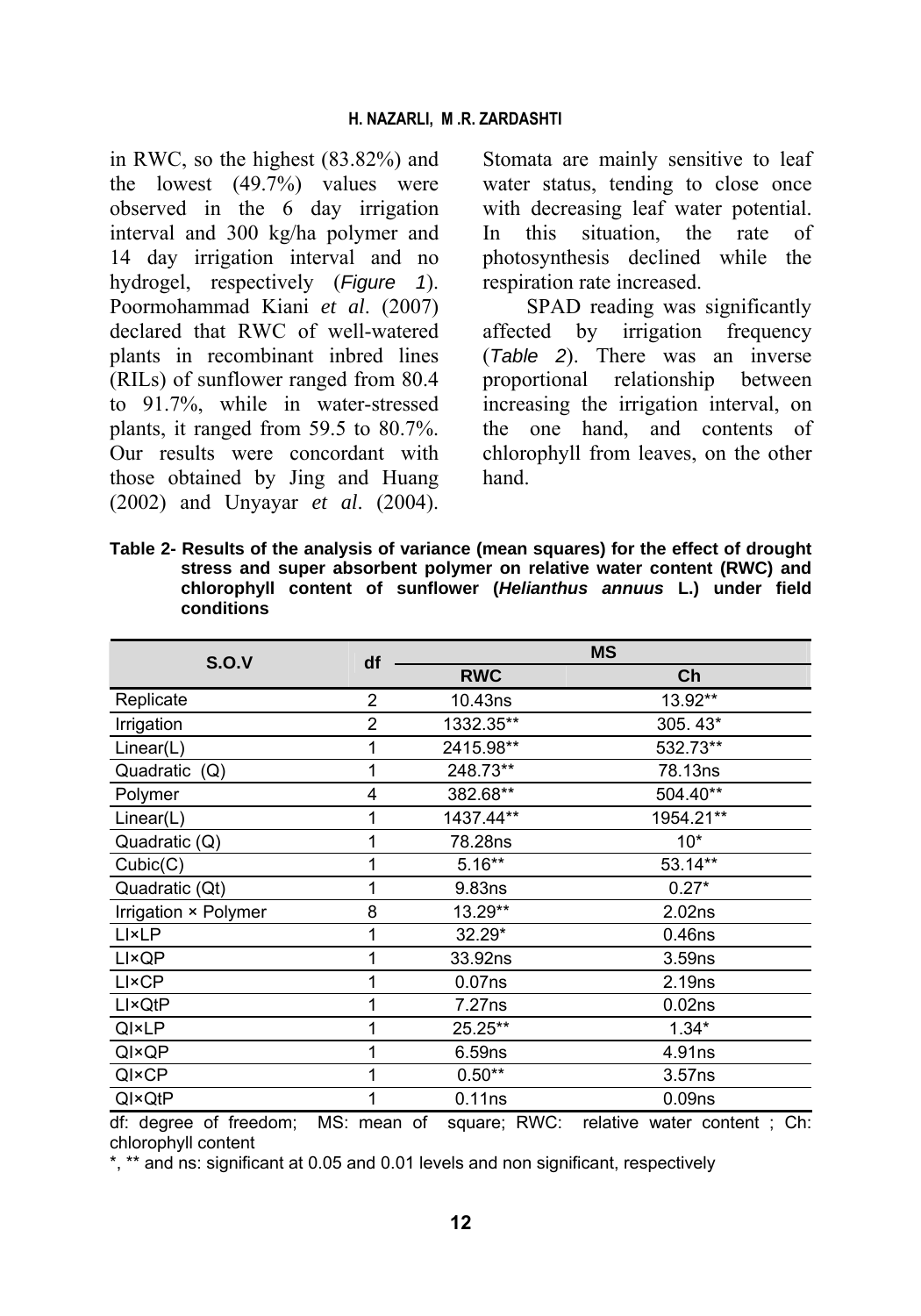in RWC, so the highest (83.82%) and the lowest (49.7%) values were observed in the 6 day irrigation interval and 300 kg/ha polymer and 14 day irrigation interval and no hydrogel, respectively (*Figure 1*). Poormohammad Kiani *et al*. (2007) declared that RWC of well-watered plants in recombinant inbred lines (RILs) of sunflower ranged from 80.4 to 91.7%, while in water-stressed plants, it ranged from 59.5 to 80.7%. Our results were concordant with those obtained by Jing and Huang (2002) and Unyayar *et al*. (2004). Stomata are mainly sensitive to leaf water status, tending to close once with decreasing leaf water potential. In this situation, the rate of photosynthesis declined while the respiration rate increased.

SPAD reading was significantly affected by irrigation frequency (*Table 2*). There was an inverse proportional relationship between increasing the irrigation interval, on the one hand, and contents of chlorophyll from leaves, on the other hand.

**Table 2- Results of the analysis of variance (mean squares) for the effect of drought stress and super absorbent polymer on relative water content (RWC) and chlorophyll content of sunflower (*Helianthus annuus* L.) under field conditions**

| S.O.V | df | MS | |
|---|---|---|---|
| | | RWC | Ch |
| Replicate | 2 | 10.43ns | 13.92** |
| Irrigation | 2 | 1332.35** | 305. 43* |
| Linear(L) | 1 | 2415.98** | 532.73** |
| Quadratic (Q) | 1 | 248.73** | 78.13ns |
| Polymer | 4 | 382.68** | 504.40** |
| Linear(L) | 1 | 1437.44** | 1954.21** |
| Quadratic (Q) | 1 | 78.28ns | 10* |
| Cubic(C) | 1 | 5.16** | 53.14** |
| Quadratic (Qt) | 1 | 9.83ns | 0.27* |
| Irrigation × Polymer | 8 | 13.29** | 2.02ns |
| LI×LP | 1 | 32.29* | 0.46ns |
| LI×QP | 1 | 33.92ns | 3.59ns |
| LI×CP | 1 | 0.07ns | 2.19ns |
| LI×QtP | 1 | 7.27ns | 0.02ns |
| QI×LP | 1 | 25.25** | 1.34* |
| QI×QP | 1 | 6.59ns | 4.91ns |
| QI×CP | 1 | 0.50** | 3.57ns |
| QI×QtP | 1 | 0.11ns | 0.09ns |

df: degree of freedom; MS: mean of square; RWC: relative water content ; Ch: chlorophyll content

*, ** and ns: significant at 0.05 and 0.01 levels and non significant, respectively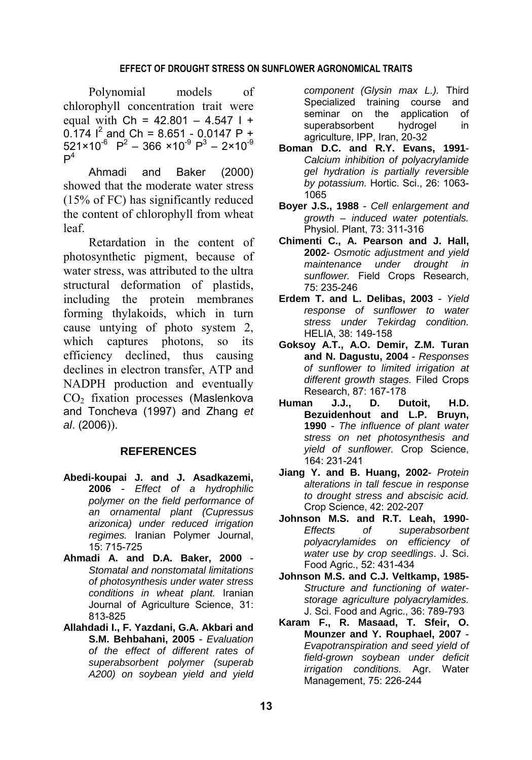Polynomial models of chlorophyll concentration trait were equal with $Ch = 42.801 - 4.547\ I + 0.174\ I^2$ and $Ch = 8.651 - 0.0147\ P + 521\times10^{-6}\ P^2 - 366\times10^{-9}\ P^3 - 2\times10^{-9}\ P^4$

Ahmadi and Baker (2000) showed that the moderate water stress (15% of FC) has significantly reduced the content of chlorophyll from wheat leaf.

Retardation in the content of photosynthetic pigment, because of water stress, was attributed to the ultra structural deformation of plastids, including the protein membranes forming thylakoids, which in turn cause untying of photo system 2, which captures photons, so its efficiency declined, thus causing declines in electron transfer, ATP and NADPH production and eventually $CO_2$ fixation processes (Maslenkova and Toncheva (1997) and Zhang *et al*. (2006)).

## REFERENCES

**Abedi-koupai J. and J. Asadkazemi, 2006** - *Effect of a hydrophilic polymer on the field performance of an ornamental plant (Cupressus arizonica) under reduced irrigation regimes.* Iranian Polymer Journal, 15: 715-725

**Ahmadi A. and D.A. Baker, 2000** - *Stomatal and nonstomatal limitations of photosynthesis under water stress conditions in wheat plant.* Iranian Journal of Agriculture Science, 31: 813-825

**Allahdadi I., F. Yazdani, G.A. Akbari and S.M. Behbahani, 2005** - *Evaluation of the effect of different rates of superabsorbent polymer (superab A200) on soybean yield and yield component (Glysin max L.).* Third Specialized training course and seminar on the application of superabsorbent hydrogel in agriculture, IPP, Iran, 20-32

**Boman D.C. and R.Y. Evans, 1991**- *Calcium inhibition of polyacrylamide gel hydration is partially reversible by potassium.* Hortic. Sci., 26: 1063-1065

**Boyer J.S., 1988** - *Cell enlargement and growth – induced water potentials.* Physiol. Plant, 73: 311-316

**Chimenti C., A. Pearson and J. Hall, 2002**- *Osmotic adjustment and yield maintenance under drought in sunflower.* Field Crops Research, 75: 235-246

**Erdem T. and L. Delibas, 2003** - *Yield response of sunflower to water stress under Tekirdag condition.* HELIA, 38: 149-158

**Goksoy A.T., A.O. Demir, Z.M. Turan and N. Dagustu, 2004** - *Responses of sunflower to limited irrigation at different growth stages.* Filed Crops Research, 87: 167-178

**Human J.J., D. Dutoit, H.D. Bezuidenhout and L.P. Bruyn, 1990** - *The influence of plant water stress on net photosynthesis and yield of sunflower.* Crop Science, 164: 231-241

**Jiang Y. and B. Huang, 2002**- *Protein alterations in tall fescue in response to drought stress and abscisic acid.* Crop Science, 42: 202-207

**Johnson M.S. and R.T. Leah, 1990**- *Effects of superabsorbent polyacrylamides on efficiency of water use by crop seedlings*. J. Sci. Food Agric., 52: 431-434

**Johnson M.S. and C.J. Veltkamp, 1985-** *Structure and functioning of water-storage agriculture polyacrylamides.* J. Sci. Food and Agric., 36: 789-793

**Karam F., R. Masaad, T. Sfeir, O. Mounzer and Y. Rouphael, 2007** - *Evapotranspiration and seed yield of field-grown soybean under deficit irrigation conditions.* Agr. Water Management, 75: 226-244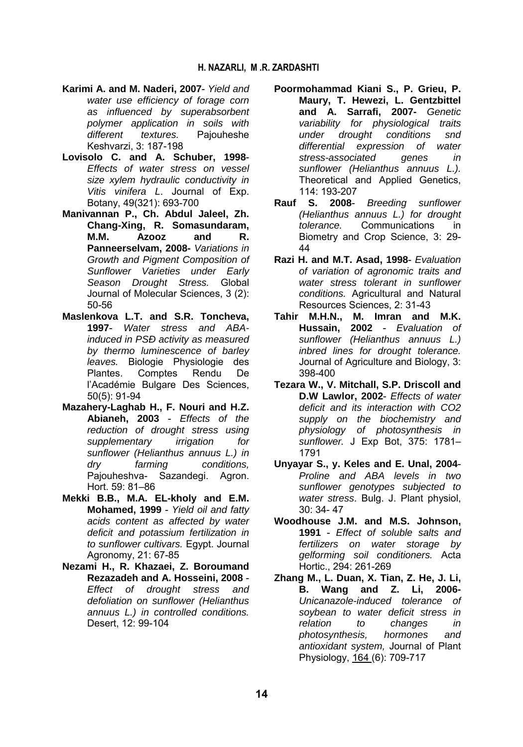**Karimi A. and M. Naderi, 2007**- *Yield and water use efficiency of forage corn as influenced by superabsorbent polymer application in soils with different textures.* Pajouheshe Keshvarzi, 3: 187-198

**Lovisolo C. and A. Schuber, 1998**- *Effects of water stress on vessel size xylem hydraulic conductivity in Vitis vinifera L.* Journal of Exp. Botany, 49(321): 693-700

**Manivannan P., Ch. Abdul Jaleel, Zh. Chang-Xing, R. Somasundaram, M.M. Azooz and R. Panneerselvam, 2008-** *Variations in Growth and Pigment Composition of Sunflower Varieties under Early Season Drought Stress.* Global Journal of Molecular Sciences, 3 (2): 50-56

**Maslenkova L.T. and S.R. Toncheva, 1997**- *Water stress and ABA-induced in PSĐ activity as measured by thermo luminescence of barley leaves.* Biologie Physiologie des Plantes. Comptes Rendu De l'Académie Bulgare Des Sciences, 50(5): 91-94

**Mazahery-Laghab H., F. Nouri and H.Z. Abianeh, 2003** - *Effects of the reduction of drought stress using supplementary irrigation for sunflower (Helianthus annuus L.) in dry farming conditions,* Pajouheshva- Sazandegi. Agron. Hort. 59: 81–86

**Mekki B.B., M.A. EL-kholy and E.M. Mohamed, 1999** - *Yield oil and fatty acids content as affected by water deficit and potassium fertilization in to sunflower cultivars.* Egypt. Journal Agronomy, 21: 67-85

**Nezami H., R. Khazaei, Z. Boroumand Rezazadeh and A. Hosseini, 2008** - *Effect of drought stress and defoliation on sunflower (Helianthus annuus L.) in controlled conditions.* Desert, 12: 99-104

**Poormohammad Kiani S., P. Grieu, P. Maury, T. Hewezi, L. Gentzbittel and A. Sarrafi, 2007-** *Genetic variability for physiological traits under drought conditions snd differential expression of water stress-associated genes in sunflower (Helianthus annuus L.).* Theoretical and Applied Genetics, 114: 193-207

**Rauf S. 2008**- *Breeding sunflower (Helianthus annuus L.) for drought tolerance.* Communications in Biometry and Crop Science, 3: 29-44

**Razi H. and M.T. Asad, 1998**- *Evaluation of variation of agronomic traits and water stress tolerant in sunflower conditions.* Agricultural and Natural Resources Sciences, 2: 31-43

**Tahir M.H.N., M. Imran and M.K. Hussain, 2002** - *Evaluation of sunflower (Helianthus annuus L.) inbred lines for drought tolerance.* Journal of Agriculture and Biology, 3: 398-400

**Tezara W., V. Mitchall, S.P. Driscoll and D.W Lawlor, 2002**- *Effects of water deficit and its interaction with CO2 supply on the biochemistry and physiology of photosynthesis in sunflower.* J Exp Bot, 375: 1781–1791

**Unyayar S., y. Keles and E. Unal, 2004**- *Proline and ABA levels in two sunflower genotypes subjected to water stress*. Bulg. J. Plant physiol, 30: 34- 47

**Woodhouse J.M. and M.S. Johnson, 1991** - *Effect of soluble salts and fertilizers on water storage by gelforming soil conditioners.* Acta Hortic., 294: 261-269

**Zhang M., L. Duan, X. Tian, Z. He, J. Li, B. Wang and Z. Li, 2006-** *Unicanazole-induced tolerance of soybean to water deficit stress in relation to changes in photosynthesis, hormones and antioxidant system,* Journal of Plant Physiology, 164 (6): 709-717